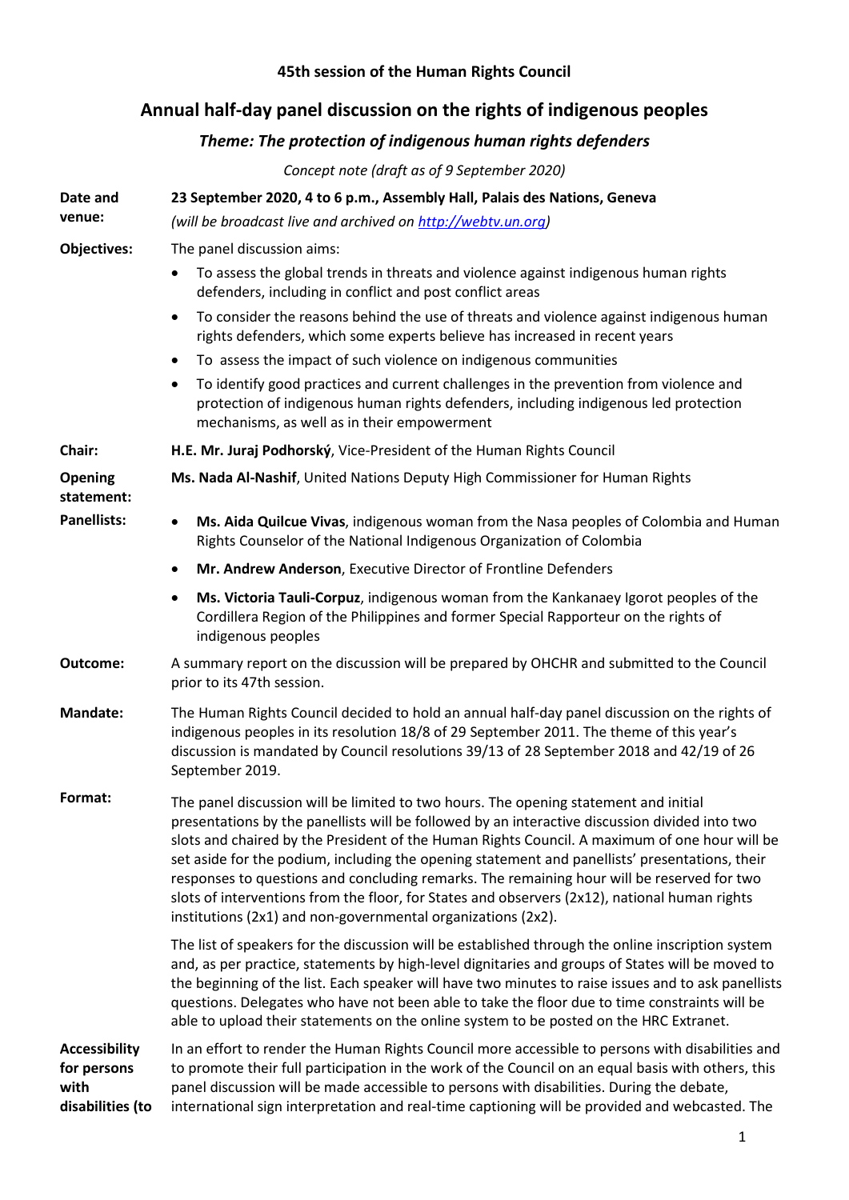**45th session of the Human Rights Council**

# Annual half-day panel discussion on the rights of indigenous peoples

## *Theme: The protection of indigenous human rights defenders*

*Concept note (draft as of 9 September 2020)*

**Date and venue:** **23 September 2020, 4 to 6 p.m., Assembly Hall, Palais des Nations, Geneva**
*(will be broadcast live and archived on http://webtv.un.org)*

**Objectives:** The panel discussion aims:

- To assess the global trends in threats and violence against indigenous human rights defenders, including in conflict and post conflict areas
- To consider the reasons behind the use of threats and violence against indigenous human rights defenders, which some experts believe has increased in recent years
- To assess the impact of such violence on indigenous communities
- To identify good practices and current challenges in the prevention from violence and protection of indigenous human rights defenders, including indigenous led protection mechanisms, as well as in their empowerment

**Chair:** **H.E. Mr. Juraj Podhorský**, Vice-President of the Human Rights Council

**Opening statement:** **Ms. Nada Al-Nashif**, United Nations Deputy High Commissioner for Human Rights

**Panellists:**

- **Ms. Aida Quilcue Vivas**, indigenous woman from the Nasa peoples of Colombia and Human Rights Counselor of the National Indigenous Organization of Colombia
- **Mr. Andrew Anderson**, Executive Director of Frontline Defenders
- **Ms. Victoria Tauli-Corpuz**, indigenous woman from the Kankanaey Igorot peoples of the Cordillera Region of the Philippines and former Special Rapporteur on the rights of indigenous peoples

**Outcome:** A summary report on the discussion will be prepared by OHCHR and submitted to the Council prior to its 47th session.

**Mandate:** The Human Rights Council decided to hold an annual half-day panel discussion on the rights of indigenous peoples in its resolution 18/8 of 29 September 2011. The theme of this year's discussion is mandated by Council resolutions 39/13 of 28 September 2018 and 42/19 of 26 September 2019.

**Format:** The panel discussion will be limited to two hours. The opening statement and initial presentations by the panellists will be followed by an interactive discussion divided into two slots and chaired by the President of the Human Rights Council. A maximum of one hour will be set aside for the podium, including the opening statement and panellists' presentations, their responses to questions and concluding remarks. The remaining hour will be reserved for two slots of interventions from the floor, for States and observers (2x12), national human rights institutions (2x1) and non-governmental organizations (2x2).

The list of speakers for the discussion will be established through the online inscription system and, as per practice, statements by high-level dignitaries and groups of States will be moved to the beginning of the list. Each speaker will have two minutes to raise issues and to ask panellists questions. Delegates who have not been able to take the floor due to time constraints will be able to upload their statements on the online system to be posted on the HRC Extranet.

**Accessibility for persons with disabilities (to** In an effort to render the Human Rights Council more accessible to persons with disabilities and to promote their full participation in the work of the Council on an equal basis with others, this panel discussion will be made accessible to persons with disabilities. During the debate, international sign interpretation and real-time captioning will be provided and webcasted. The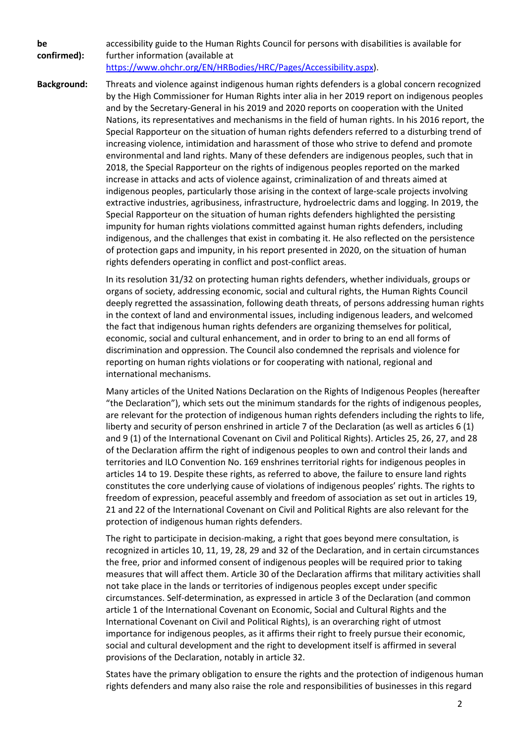**be confirmed):** accessibility guide to the Human Rights Council for persons with disabilities is available for further information (available at https://www.ohchr.org/EN/HRBodies/HRC/Pages/Accessibility.aspx).

**Background:** Threats and violence against indigenous human rights defenders is a global concern recognized by the High Commissioner for Human Rights inter alia in her 2019 report on indigenous peoples and by the Secretary-General in his 2019 and 2020 reports on cooperation with the United Nations, its representatives and mechanisms in the field of human rights. In his 2016 report, the Special Rapporteur on the situation of human rights defenders referred to a disturbing trend of increasing violence, intimidation and harassment of those who strive to defend and promote environmental and land rights. Many of these defenders are indigenous peoples, such that in 2018, the Special Rapporteur on the rights of indigenous peoples reported on the marked increase in attacks and acts of violence against, criminalization of and threats aimed at indigenous peoples, particularly those arising in the context of large-scale projects involving extractive industries, agribusiness, infrastructure, hydroelectric dams and logging. In 2019, the Special Rapporteur on the situation of human rights defenders highlighted the persisting impunity for human rights violations committed against human rights defenders, including indigenous, and the challenges that exist in combating it. He also reflected on the persistence of protection gaps and impunity, in his report presented in 2020, on the situation of human rights defenders operating in conflict and post-conflict areas.

In its resolution 31/32 on protecting human rights defenders, whether individuals, groups or organs of society, addressing economic, social and cultural rights, the Human Rights Council deeply regretted the assassination, following death threats, of persons addressing human rights in the context of land and environmental issues, including indigenous leaders, and welcomed the fact that indigenous human rights defenders are organizing themselves for political, economic, social and cultural enhancement, and in order to bring to an end all forms of discrimination and oppression. The Council also condemned the reprisals and violence for reporting on human rights violations or for cooperating with national, regional and international mechanisms.

Many articles of the United Nations Declaration on the Rights of Indigenous Peoples (hereafter "the Declaration"), which sets out the minimum standards for the rights of indigenous peoples, are relevant for the protection of indigenous human rights defenders including the rights to life, liberty and security of person enshrined in article 7 of the Declaration (as well as articles 6 (1) and 9 (1) of the International Covenant on Civil and Political Rights). Articles 25, 26, 27, and 28 of the Declaration affirm the right of indigenous peoples to own and control their lands and territories and ILO Convention No. 169 enshrines territorial rights for indigenous peoples in articles 14 to 19. Despite these rights, as referred to above, the failure to ensure land rights constitutes the core underlying cause of violations of indigenous peoples' rights. The rights to freedom of expression, peaceful assembly and freedom of association as set out in articles 19, 21 and 22 of the International Covenant on Civil and Political Rights are also relevant for the protection of indigenous human rights defenders.

The right to participate in decision-making, a right that goes beyond mere consultation, is recognized in articles 10, 11, 19, 28, 29 and 32 of the Declaration, and in certain circumstances the free, prior and informed consent of indigenous peoples will be required prior to taking measures that will affect them. Article 30 of the Declaration affirms that military activities shall not take place in the lands or territories of indigenous peoples except under specific circumstances. Self-determination, as expressed in article 3 of the Declaration (and common article 1 of the International Covenant on Economic, Social and Cultural Rights and the International Covenant on Civil and Political Rights), is an overarching right of utmost importance for indigenous peoples, as it affirms their right to freely pursue their economic, social and cultural development and the right to development itself is affirmed in several provisions of the Declaration, notably in article 32.

States have the primary obligation to ensure the rights and the protection of indigenous human rights defenders and many also raise the role and responsibilities of businesses in this regard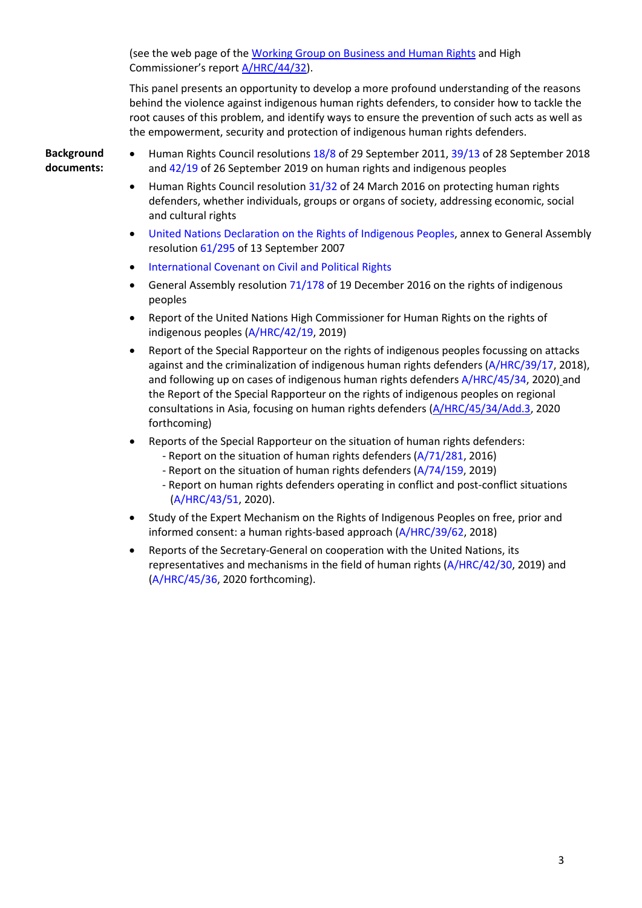(see the web page of the Working Group on Business and Human Rights and High Commissioner's report A/HRC/44/32).

This panel presents an opportunity to develop a more profound understanding of the reasons behind the violence against indigenous human rights defenders, to consider how to tackle the root causes of this problem, and identify ways to ensure the prevention of such acts as well as the empowerment, security and protection of indigenous human rights defenders.

**Background documents:**

- Human Rights Council resolutions 18/8 of 29 September 2011, 39/13 of 28 September 2018 and 42/19 of 26 September 2019 on human rights and indigenous peoples
- Human Rights Council resolution 31/32 of 24 March 2016 on protecting human rights defenders, whether individuals, groups or organs of society, addressing economic, social and cultural rights
- United Nations Declaration on the Rights of Indigenous Peoples, annex to General Assembly resolution 61/295 of 13 September 2007
- International Covenant on Civil and Political Rights
- General Assembly resolution 71/178 of 19 December 2016 on the rights of indigenous peoples
- Report of the United Nations High Commissioner for Human Rights on the rights of indigenous peoples (A/HRC/42/19, 2019)
- Report of the Special Rapporteur on the rights of indigenous peoples focussing on attacks against and the criminalization of indigenous human rights defenders (A/HRC/39/17, 2018), and following up on cases of indigenous human rights defenders A/HRC/45/34, 2020) and the Report of the Special Rapporteur on the rights of indigenous peoples on regional consultations in Asia, focusing on human rights defenders (A/HRC/45/34/Add.3, 2020 forthcoming)
- Reports of the Special Rapporteur on the situation of human rights defenders:
  - Report on the situation of human rights defenders (A/71/281, 2016)
  - Report on the situation of human rights defenders (A/74/159, 2019)
  - Report on human rights defenders operating in conflict and post-conflict situations (A/HRC/43/51, 2020).
- Study of the Expert Mechanism on the Rights of Indigenous Peoples on free, prior and informed consent: a human rights-based approach (A/HRC/39/62, 2018)
- Reports of the Secretary-General on cooperation with the United Nations, its representatives and mechanisms in the field of human rights (A/HRC/42/30, 2019) and (A/HRC/45/36, 2020 forthcoming).